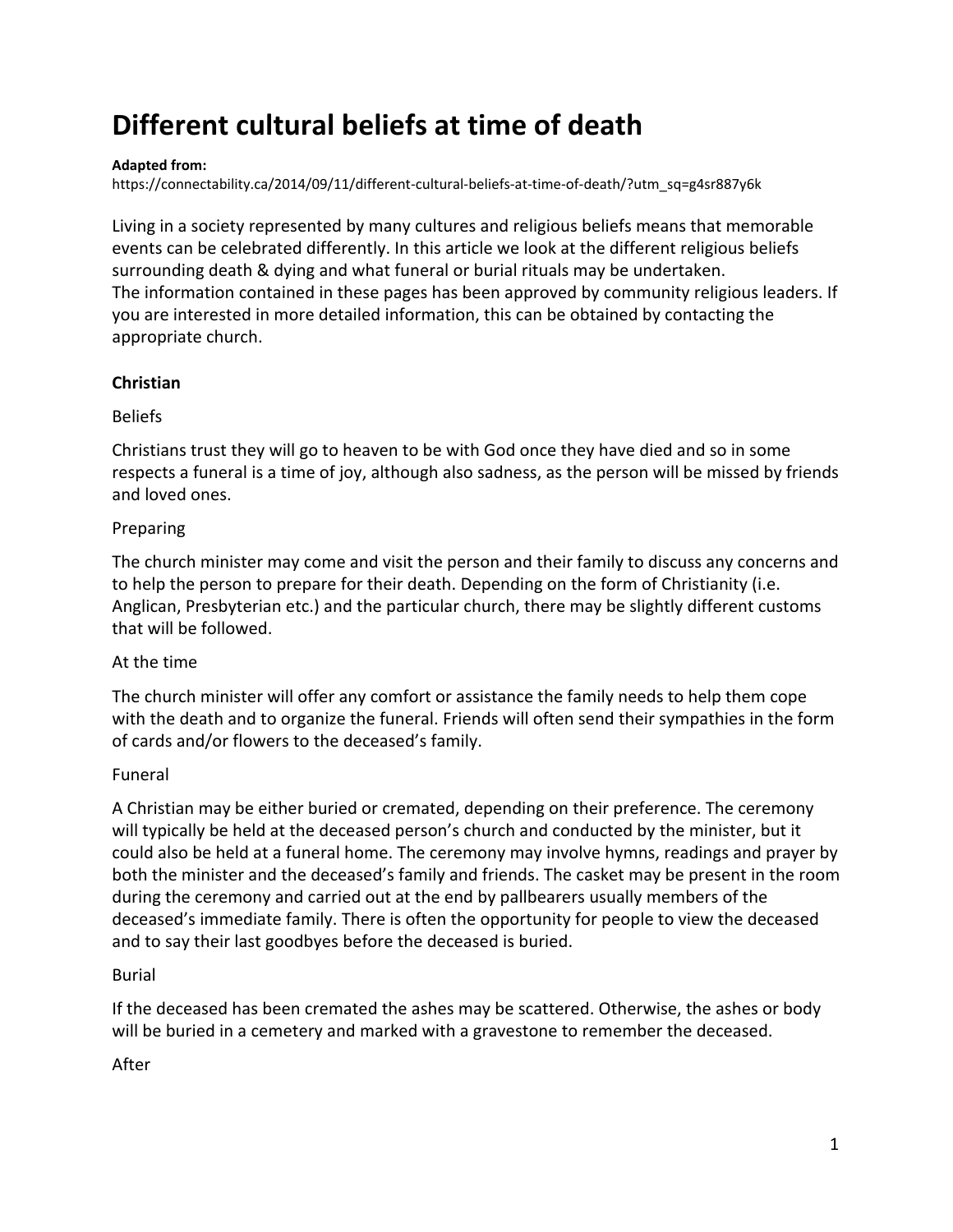# Different cultural beliefs at time of death

**Adapted from:**
https://connectability.ca/2014/09/11/different-cultural-beliefs-at-time-of-death/?utm_sq=g4sr887y6k

Living in a society represented by many cultures and religious beliefs means that memorable events can be celebrated differently. In this article we look at the different religious beliefs surrounding death & dying and what funeral or burial rituals may be undertaken.
The information contained in these pages has been approved by community religious leaders. If you are interested in more detailed information, this can be obtained by contacting the appropriate church.

**Christian**

Beliefs

Christians trust they will go to heaven to be with God once they have died and so in some respects a funeral is a time of joy, although also sadness, as the person will be missed by friends and loved ones.

Preparing

The church minister may come and visit the person and their family to discuss any concerns and to help the person to prepare for their death. Depending on the form of Christianity (i.e. Anglican, Presbyterian etc.) and the particular church, there may be slightly different customs that will be followed.

At the time

The church minister will offer any comfort or assistance the family needs to help them cope with the death and to organize the funeral. Friends will often send their sympathies in the form of cards and/or flowers to the deceased's family.

Funeral

A Christian may be either buried or cremated, depending on their preference. The ceremony will typically be held at the deceased person's church and conducted by the minister, but it could also be held at a funeral home. The ceremony may involve hymns, readings and prayer by both the minister and the deceased's family and friends. The casket may be present in the room during the ceremony and carried out at the end by pallbearers usually members of the deceased's immediate family. There is often the opportunity for people to view the deceased and to say their last goodbyes before the deceased is buried.

Burial

If the deceased has been cremated the ashes may be scattered. Otherwise, the ashes or body will be buried in a cemetery and marked with a gravestone to remember the deceased.

After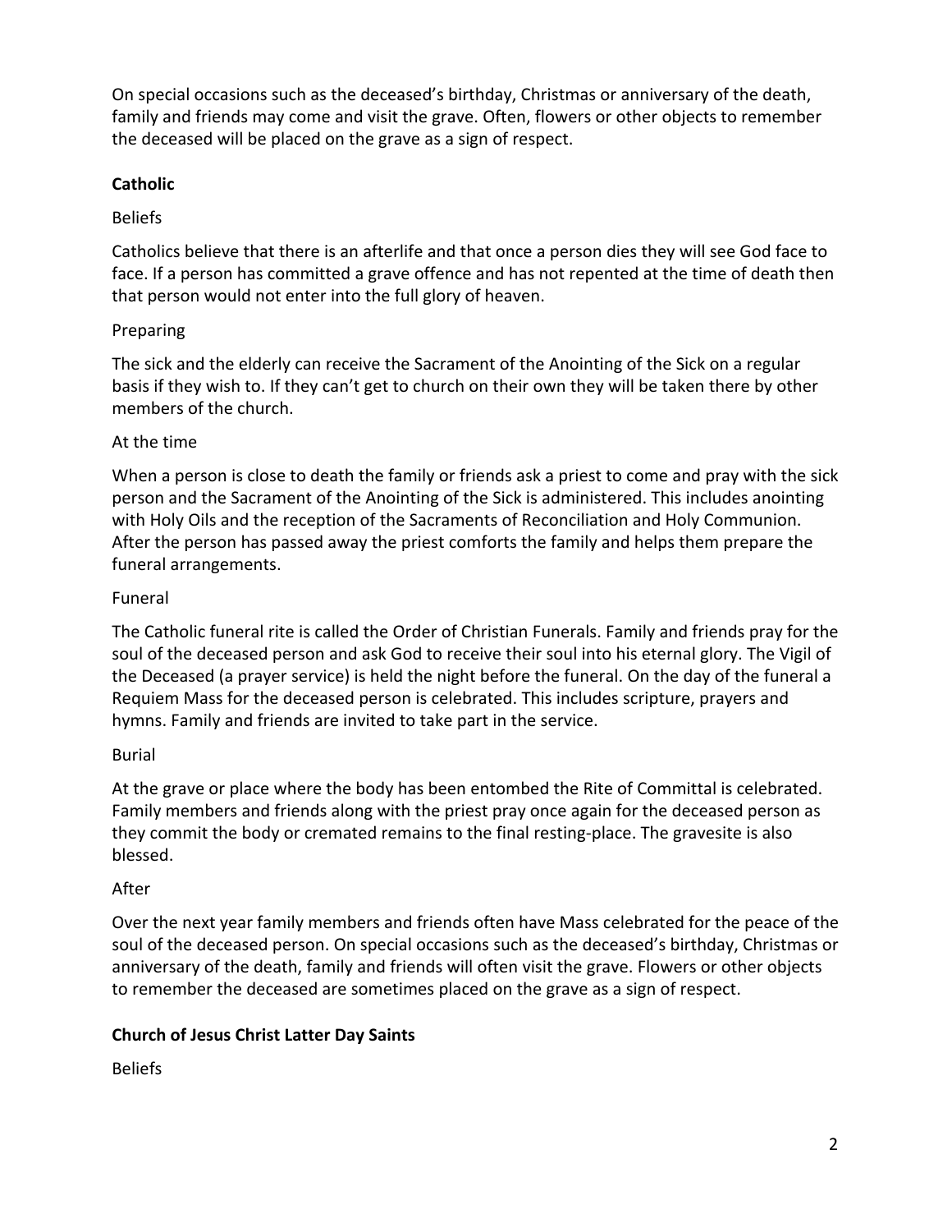On special occasions such as the deceased's birthday, Christmas or anniversary of the death, family and friends may come and visit the grave. Often, flowers or other objects to remember the deceased will be placed on the grave as a sign of respect.

**Catholic**

Beliefs

Catholics believe that there is an afterlife and that once a person dies they will see God face to face. If a person has committed a grave offence and has not repented at the time of death then that person would not enter into the full glory of heaven.

Preparing

The sick and the elderly can receive the Sacrament of the Anointing of the Sick on a regular basis if they wish to. If they can't get to church on their own they will be taken there by other members of the church.

At the time

When a person is close to death the family or friends ask a priest to come and pray with the sick person and the Sacrament of the Anointing of the Sick is administered. This includes anointing with Holy Oils and the reception of the Sacraments of Reconciliation and Holy Communion. After the person has passed away the priest comforts the family and helps them prepare the funeral arrangements.

Funeral

The Catholic funeral rite is called the Order of Christian Funerals. Family and friends pray for the soul of the deceased person and ask God to receive their soul into his eternal glory. The Vigil of the Deceased (a prayer service) is held the night before the funeral. On the day of the funeral a Requiem Mass for the deceased person is celebrated. This includes scripture, prayers and hymns. Family and friends are invited to take part in the service.

Burial

At the grave or place where the body has been entombed the Rite of Committal is celebrated. Family members and friends along with the priest pray once again for the deceased person as they commit the body or cremated remains to the final resting-place. The gravesite is also blessed.

After

Over the next year family members and friends often have Mass celebrated for the peace of the soul of the deceased person. On special occasions such as the deceased's birthday, Christmas or anniversary of the death, family and friends will often visit the grave. Flowers or other objects to remember the deceased are sometimes placed on the grave as a sign of respect.

**Church of Jesus Christ Latter Day Saints**

Beliefs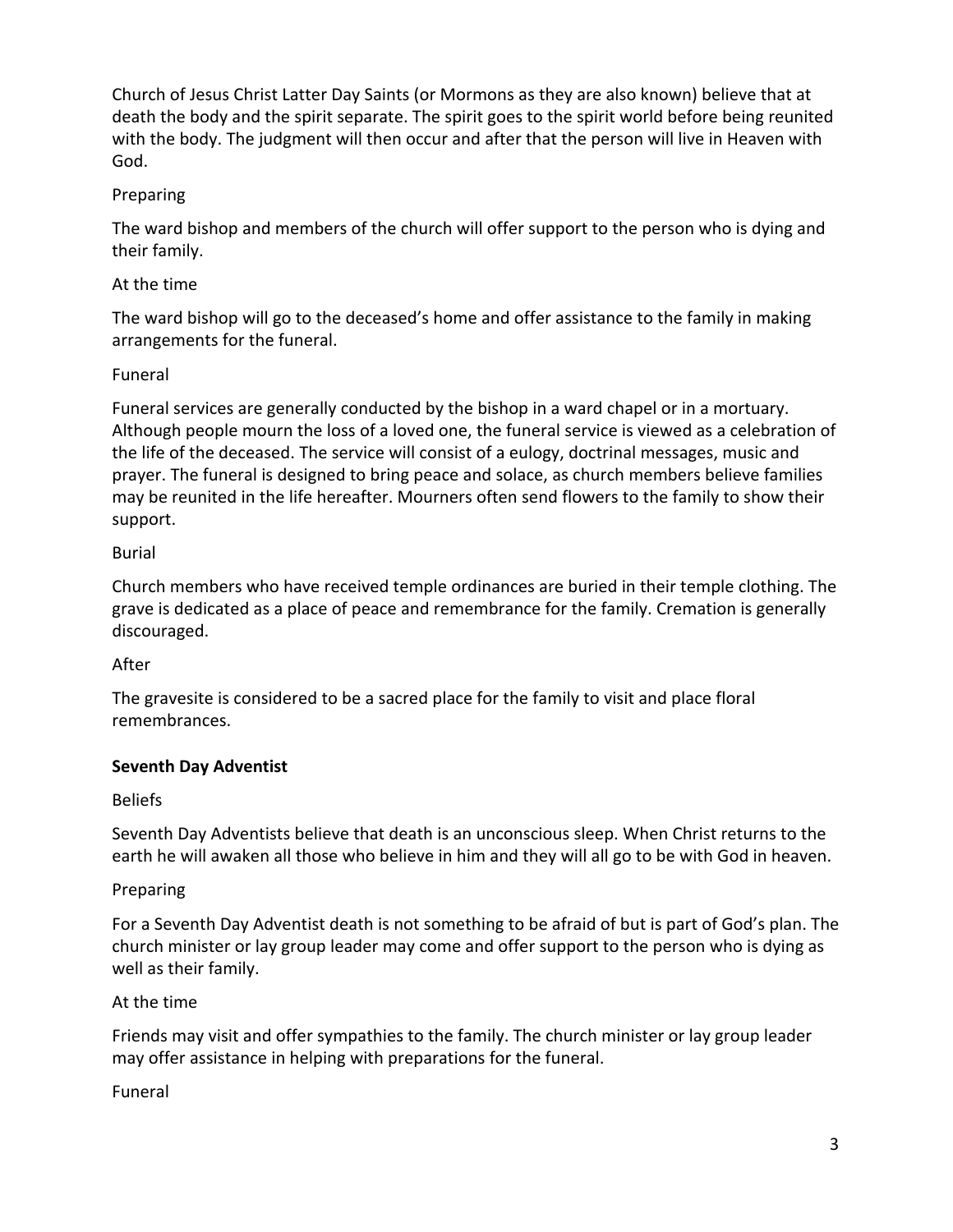Church of Jesus Christ Latter Day Saints (or Mormons as they are also known) believe that at death the body and the spirit separate. The spirit goes to the spirit world before being reunited with the body. The judgment will then occur and after that the person will live in Heaven with God.

Preparing

The ward bishop and members of the church will offer support to the person who is dying and their family.

At the time

The ward bishop will go to the deceased's home and offer assistance to the family in making arrangements for the funeral.

Funeral

Funeral services are generally conducted by the bishop in a ward chapel or in a mortuary. Although people mourn the loss of a loved one, the funeral service is viewed as a celebration of the life of the deceased. The service will consist of a eulogy, doctrinal messages, music and prayer. The funeral is designed to bring peace and solace, as church members believe families may be reunited in the life hereafter. Mourners often send flowers to the family to show their support.

Burial

Church members who have received temple ordinances are buried in their temple clothing. The grave is dedicated as a place of peace and remembrance for the family. Cremation is generally discouraged.

After

The gravesite is considered to be a sacred place for the family to visit and place floral remembrances.

**Seventh Day Adventist**

Beliefs

Seventh Day Adventists believe that death is an unconscious sleep. When Christ returns to the earth he will awaken all those who believe in him and they will all go to be with God in heaven.

Preparing

For a Seventh Day Adventist death is not something to be afraid of but is part of God's plan. The church minister or lay group leader may come and offer support to the person who is dying as well as their family.

At the time

Friends may visit and offer sympathies to the family. The church minister or lay group leader may offer assistance in helping with preparations for the funeral.

Funeral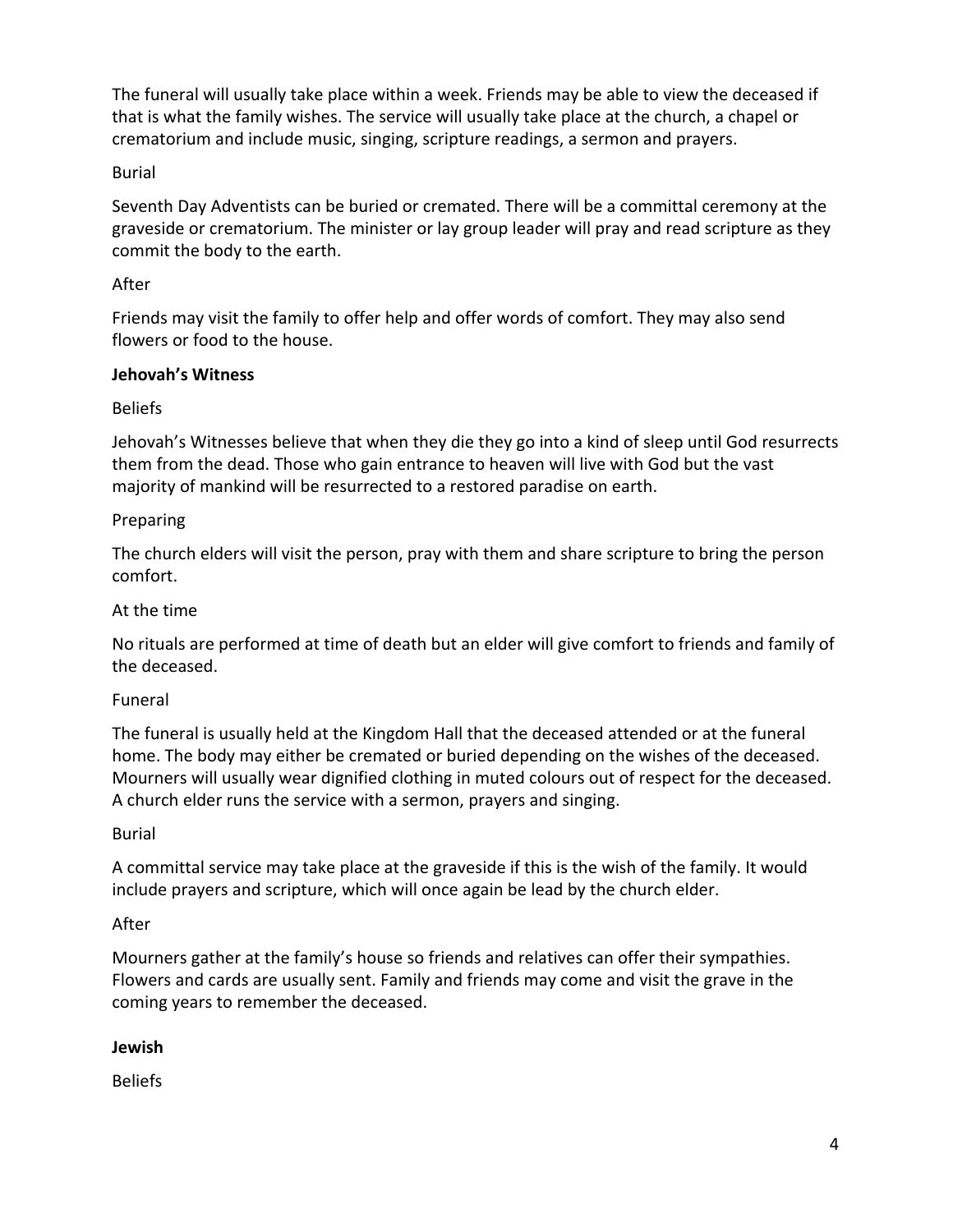The funeral will usually take place within a week. Friends may be able to view the deceased if that is what the family wishes. The service will usually take place at the church, a chapel or crematorium and include music, singing, scripture readings, a sermon and prayers.

Burial

Seventh Day Adventists can be buried or cremated. There will be a committal ceremony at the graveside or crematorium. The minister or lay group leader will pray and read scripture as they commit the body to the earth.

After

Friends may visit the family to offer help and offer words of comfort. They may also send flowers or food to the house.

**Jehovah's Witness**

Beliefs

Jehovah's Witnesses believe that when they die they go into a kind of sleep until God resurrects them from the dead. Those who gain entrance to heaven will live with God but the vast majority of mankind will be resurrected to a restored paradise on earth.

Preparing

The church elders will visit the person, pray with them and share scripture to bring the person comfort.

At the time

No rituals are performed at time of death but an elder will give comfort to friends and family of the deceased.

Funeral

The funeral is usually held at the Kingdom Hall that the deceased attended or at the funeral home. The body may either be cremated or buried depending on the wishes of the deceased. Mourners will usually wear dignified clothing in muted colours out of respect for the deceased. A church elder runs the service with a sermon, prayers and singing.

Burial

A committal service may take place at the graveside if this is the wish of the family. It would include prayers and scripture, which will once again be lead by the church elder.

After

Mourners gather at the family's house so friends and relatives can offer their sympathies. Flowers and cards are usually sent. Family and friends may come and visit the grave in the coming years to remember the deceased.

**Jewish**

Beliefs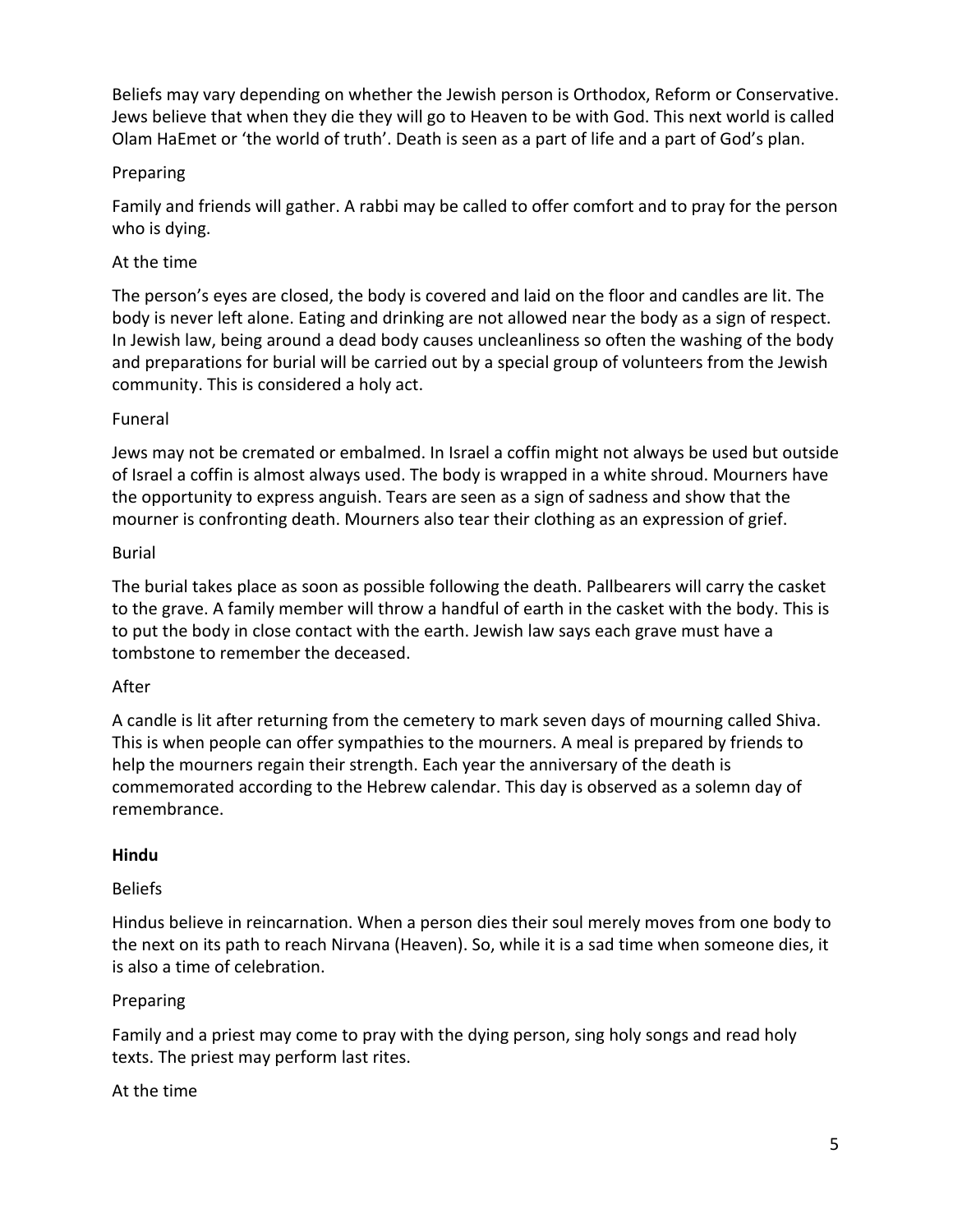Beliefs may vary depending on whether the Jewish person is Orthodox, Reform or Conservative. Jews believe that when they die they will go to Heaven to be with God. This next world is called Olam HaEmet or 'the world of truth'. Death is seen as a part of life and a part of God's plan.

Preparing

Family and friends will gather. A rabbi may be called to offer comfort and to pray for the person who is dying.

At the time

The person's eyes are closed, the body is covered and laid on the floor and candles are lit. The body is never left alone. Eating and drinking are not allowed near the body as a sign of respect. In Jewish law, being around a dead body causes uncleanliness so often the washing of the body and preparations for burial will be carried out by a special group of volunteers from the Jewish community. This is considered a holy act.

Funeral

Jews may not be cremated or embalmed. In Israel a coffin might not always be used but outside of Israel a coffin is almost always used. The body is wrapped in a white shroud. Mourners have the opportunity to express anguish. Tears are seen as a sign of sadness and show that the mourner is confronting death. Mourners also tear their clothing as an expression of grief.

Burial

The burial takes place as soon as possible following the death. Pallbearers will carry the casket to the grave. A family member will throw a handful of earth in the casket with the body. This is to put the body in close contact with the earth. Jewish law says each grave must have a tombstone to remember the deceased.

After

A candle is lit after returning from the cemetery to mark seven days of mourning called Shiva. This is when people can offer sympathies to the mourners. A meal is prepared by friends to help the mourners regain their strength. Each year the anniversary of the death is commemorated according to the Hebrew calendar. This day is observed as a solemn day of remembrance.

**Hindu**

Beliefs

Hindus believe in reincarnation. When a person dies their soul merely moves from one body to the next on its path to reach Nirvana (Heaven). So, while it is a sad time when someone dies, it is also a time of celebration.

Preparing

Family and a priest may come to pray with the dying person, sing holy songs and read holy texts. The priest may perform last rites.

At the time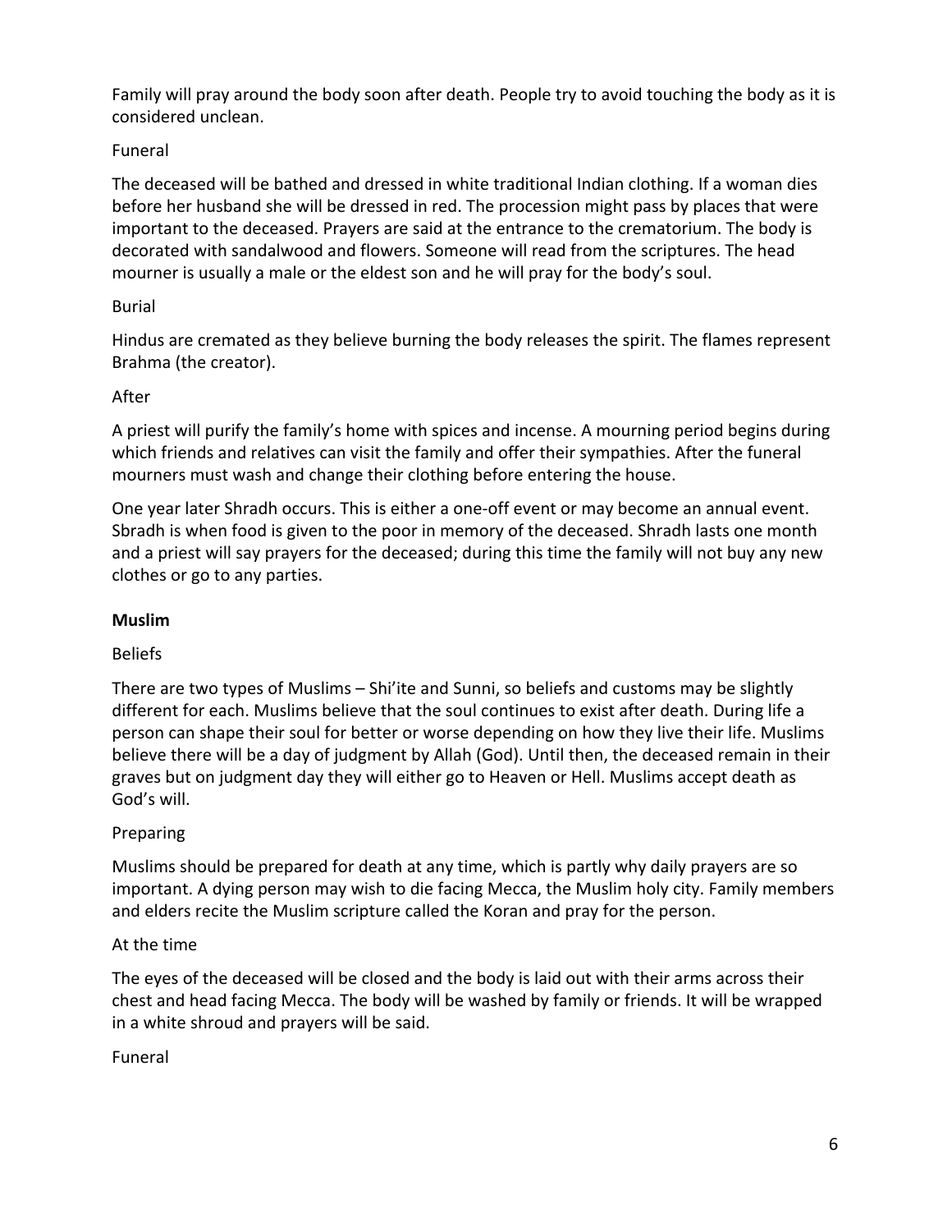Family will pray around the body soon after death. People try to avoid touching the body as it is considered unclean.

Funeral

The deceased will be bathed and dressed in white traditional Indian clothing. If a woman dies before her husband she will be dressed in red. The procession might pass by places that were important to the deceased. Prayers are said at the entrance to the crematorium. The body is decorated with sandalwood and flowers. Someone will read from the scriptures. The head mourner is usually a male or the eldest son and he will pray for the body's soul.

Burial

Hindus are cremated as they believe burning the body releases the spirit. The flames represent Brahma (the creator).

After

A priest will purify the family's home with spices and incense. A mourning period begins during which friends and relatives can visit the family and offer their sympathies. After the funeral mourners must wash and change their clothing before entering the house.

One year later Shradh occurs. This is either a one-off event or may become an annual event. Sbradh is when food is given to the poor in memory of the deceased. Shradh lasts one month and a priest will say prayers for the deceased; during this time the family will not buy any new clothes or go to any parties.

**Muslim**

Beliefs

There are two types of Muslims – Shi'ite and Sunni, so beliefs and customs may be slightly different for each. Muslims believe that the soul continues to exist after death. During life a person can shape their soul for better or worse depending on how they live their life. Muslims believe there will be a day of judgment by Allah (God). Until then, the deceased remain in their graves but on judgment day they will either go to Heaven or Hell. Muslims accept death as God's will.

Preparing

Muslims should be prepared for death at any time, which is partly why daily prayers are so important. A dying person may wish to die facing Mecca, the Muslim holy city. Family members and elders recite the Muslim scripture called the Koran and pray for the person.

At the time

The eyes of the deceased will be closed and the body is laid out with their arms across their chest and head facing Mecca. The body will be washed by family or friends. It will be wrapped in a white shroud and prayers will be said.

Funeral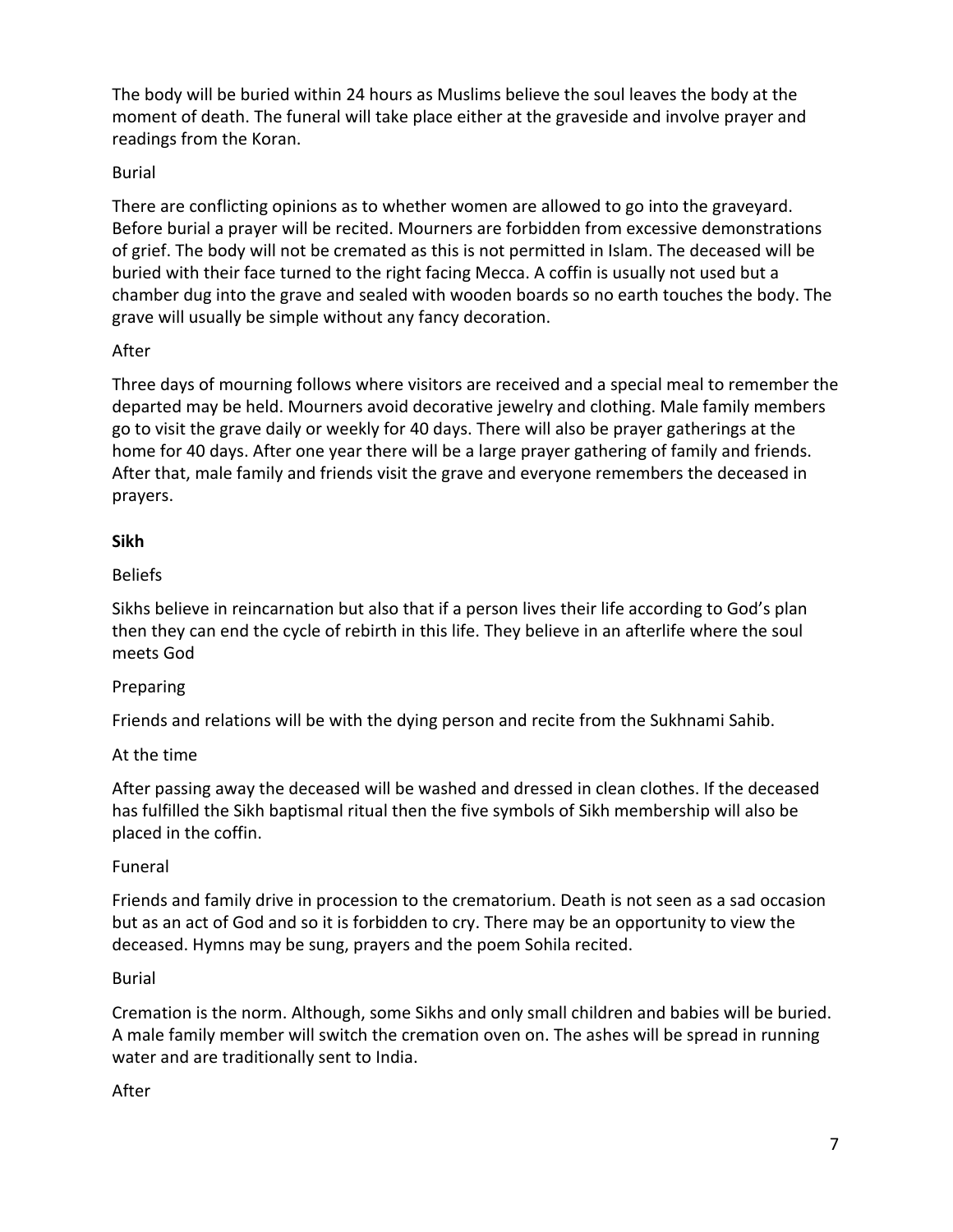The body will be buried within 24 hours as Muslims believe the soul leaves the body at the moment of death. The funeral will take place either at the graveside and involve prayer and readings from the Koran.

Burial

There are conflicting opinions as to whether women are allowed to go into the graveyard. Before burial a prayer will be recited. Mourners are forbidden from excessive demonstrations of grief. The body will not be cremated as this is not permitted in Islam. The deceased will be buried with their face turned to the right facing Mecca. A coffin is usually not used but a chamber dug into the grave and sealed with wooden boards so no earth touches the body. The grave will usually be simple without any fancy decoration.

After

Three days of mourning follows where visitors are received and a special meal to remember the departed may be held. Mourners avoid decorative jewelry and clothing. Male family members go to visit the grave daily or weekly for 40 days. There will also be prayer gatherings at the home for 40 days. After one year there will be a large prayer gathering of family and friends. After that, male family and friends visit the grave and everyone remembers the deceased in prayers.

**Sikh**

Beliefs

Sikhs believe in reincarnation but also that if a person lives their life according to God's plan then they can end the cycle of rebirth in this life. They believe in an afterlife where the soul meets God

Preparing

Friends and relations will be with the dying person and recite from the Sukhnami Sahib.

At the time

After passing away the deceased will be washed and dressed in clean clothes. If the deceased has fulfilled the Sikh baptismal ritual then the five symbols of Sikh membership will also be placed in the coffin.

Funeral

Friends and family drive in procession to the crematorium. Death is not seen as a sad occasion but as an act of God and so it is forbidden to cry. There may be an opportunity to view the deceased. Hymns may be sung, prayers and the poem Sohila recited.

Burial

Cremation is the norm. Although, some Sikhs and only small children and babies will be buried. A male family member will switch the cremation oven on. The ashes will be spread in running water and are traditionally sent to India.

After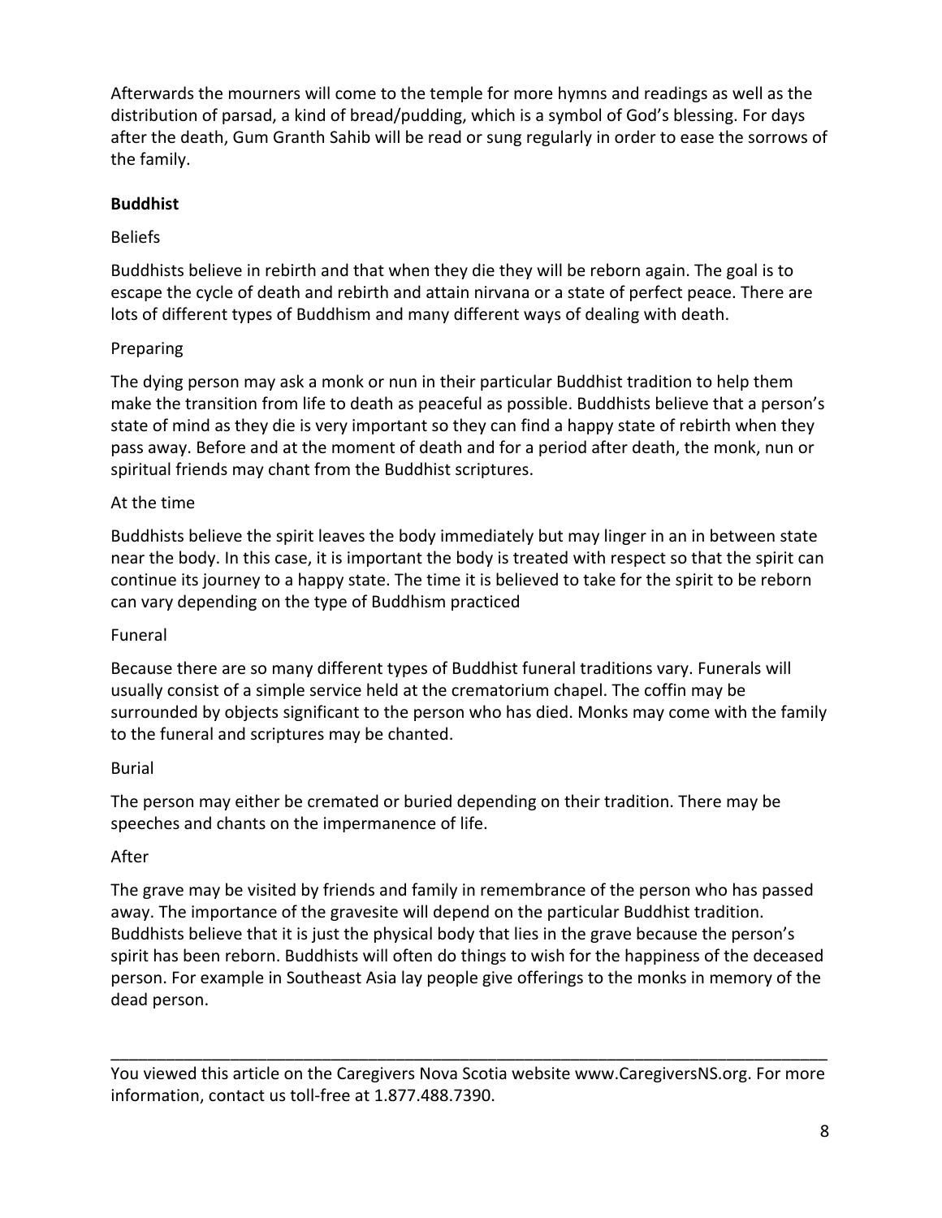Afterwards the mourners will come to the temple for more hymns and readings as well as the distribution of parsad, a kind of bread/pudding, which is a symbol of God's blessing. For days after the death, Gum Granth Sahib will be read or sung regularly in order to ease the sorrows of the family.

**Buddhist**

Beliefs

Buddhists believe in rebirth and that when they die they will be reborn again. The goal is to escape the cycle of death and rebirth and attain nirvana or a state of perfect peace. There are lots of different types of Buddhism and many different ways of dealing with death.

Preparing

The dying person may ask a monk or nun in their particular Buddhist tradition to help them make the transition from life to death as peaceful as possible. Buddhists believe that a person's state of mind as they die is very important so they can find a happy state of rebirth when they pass away. Before and at the moment of death and for a period after death, the monk, nun or spiritual friends may chant from the Buddhist scriptures.

At the time

Buddhists believe the spirit leaves the body immediately but may linger in an in between state near the body. In this case, it is important the body is treated with respect so that the spirit can continue its journey to a happy state. The time it is believed to take for the spirit to be reborn can vary depending on the type of Buddhism practiced

Funeral

Because there are so many different types of Buddhist funeral traditions vary. Funerals will usually consist of a simple service held at the crematorium chapel. The coffin may be surrounded by objects significant to the person who has died. Monks may come with the family to the funeral and scriptures may be chanted.

Burial

The person may either be cremated or buried depending on their tradition. There may be speeches and chants on the impermanence of life.

After

The grave may be visited by friends and family in remembrance of the person who has passed away. The importance of the gravesite will depend on the particular Buddhist tradition. Buddhists believe that it is just the physical body that lies in the grave because the person's spirit has been reborn. Buddhists will often do things to wish for the happiness of the deceased person. For example in Southeast Asia lay people give offerings to the monks in memory of the dead person.

---

You viewed this article on the Caregivers Nova Scotia website www.CaregiversNS.org. For more information, contact us toll-free at 1.877.488.7390.